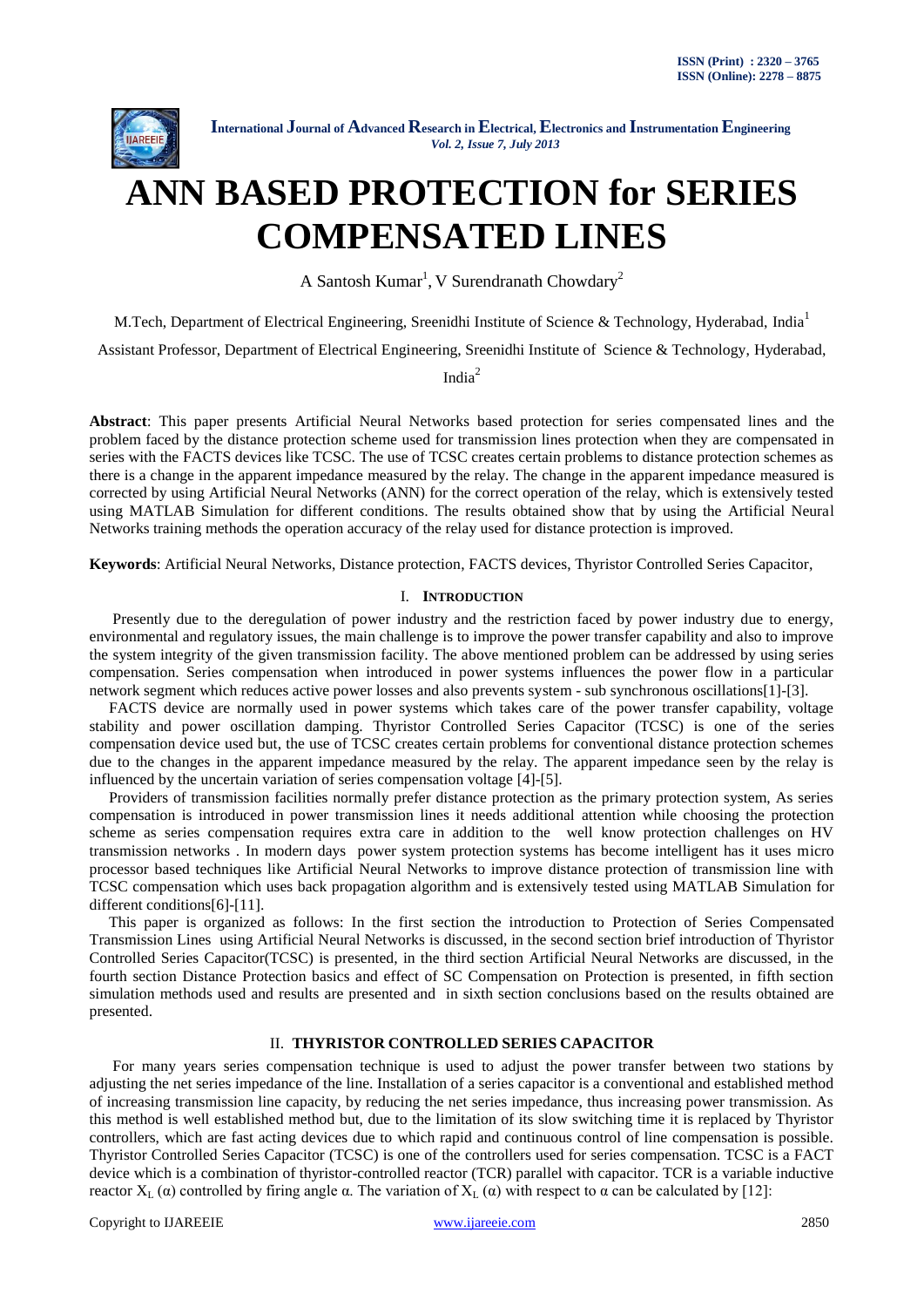# ANN BASED PROTECTION for SERIES COMPENSATED LINES

A Santosh Kumar[1], V Surendranath Chowdary[2]

M.Tech, Department of Electrical Engineering, Sreenidhi Institute of Science & Technology, Hyderabad, India[1]

Assistant Professor, Department of Electrical Engineering, Sreenidhi Institute of Science & Technology, Hyderabad, India[2]

**Abstract**: This paper presents Artificial Neural Networks based protection for series compensated lines and the problem faced by the distance protection scheme used for transmission lines protection when they are compensated in series with the FACTS devices like TCSC. The use of TCSC creates certain problems to distance protection schemes as there is a change in the apparent impedance measured by the relay. The change in the apparent impedance measured is corrected by using Artificial Neural Networks (ANN) for the correct operation of the relay, which is extensively tested using MATLAB Simulation for different conditions. The results obtained show that by using the Artificial Neural Networks training methods the operation accuracy of the relay used for distance protection is improved.

**Keywords**: Artificial Neural Networks, Distance protection, FACTS devices, Thyristor Controlled Series Capacitor,

## I. INTRODUCTION

Presently due to the deregulation of power industry and the restriction faced by power industry due to energy, environmental and regulatory issues, the main challenge is to improve the power transfer capability and also to improve the system integrity of the given transmission facility. The above mentioned problem can be addressed by using series compensation. Series compensation when introduced in power systems influences the power flow in a particular network segment which reduces active power losses and also prevents system - sub synchronous oscillations[1]-[3].

FACTS device are normally used in power systems which takes care of the power transfer capability, voltage stability and power oscillation damping. Thyristor Controlled Series Capacitor (TCSC) is one of the series compensation device used but, the use of TCSC creates certain problems for conventional distance protection schemes due to the changes in the apparent impedance measured by the relay. The apparent impedance seen by the relay is influenced by the uncertain variation of series compensation voltage [4]-[5].

Providers of transmission facilities normally prefer distance protection as the primary protection system, As series compensation is introduced in power transmission lines it needs additional attention while choosing the protection scheme as series compensation requires extra care in addition to the well know protection challenges on HV transmission networks . In modern days power system protection systems has become intelligent has it uses micro processor based techniques like Artificial Neural Networks to improve distance protection of transmission line with TCSC compensation which uses back propagation algorithm and is extensively tested using MATLAB Simulation for different conditions[6]-[11].

This paper is organized as follows: In the first section the introduction to Protection of Series Compensated Transmission Lines using Artificial Neural Networks is discussed, in the second section brief introduction of Thyristor Controlled Series Capacitor(TCSC) is presented, in the third section Artificial Neural Networks are discussed, in the fourth section Distance Protection basics and effect of SC Compensation on Protection is presented, in fifth section simulation methods used and results are presented and in sixth section conclusions based on the results obtained are presented.

## II. THYRISTOR CONTROLLED SERIES CAPACITOR

For many years series compensation technique is used to adjust the power transfer between two stations by adjusting the net series impedance of the line. Installation of a series capacitor is a conventional and established method of increasing transmission line capacity, by reducing the net series impedance, thus increasing power transmission. As this method is well established method but, due to the limitation of its slow switching time it is replaced by Thyristor controllers, which are fast acting devices due to which rapid and continuous control of line compensation is possible. Thyristor Controlled Series Capacitor (TCSC) is one of the controllers used for series compensation. TCSC is a FACT device which is a combination of thyristor-controlled reactor (TCR) parallel with capacitor. TCR is a variable inductive reactor $X_L(\alpha)$ controlled by firing angle α. The variation of $X_L(\alpha)$ with respect to α can be calculated by [12]: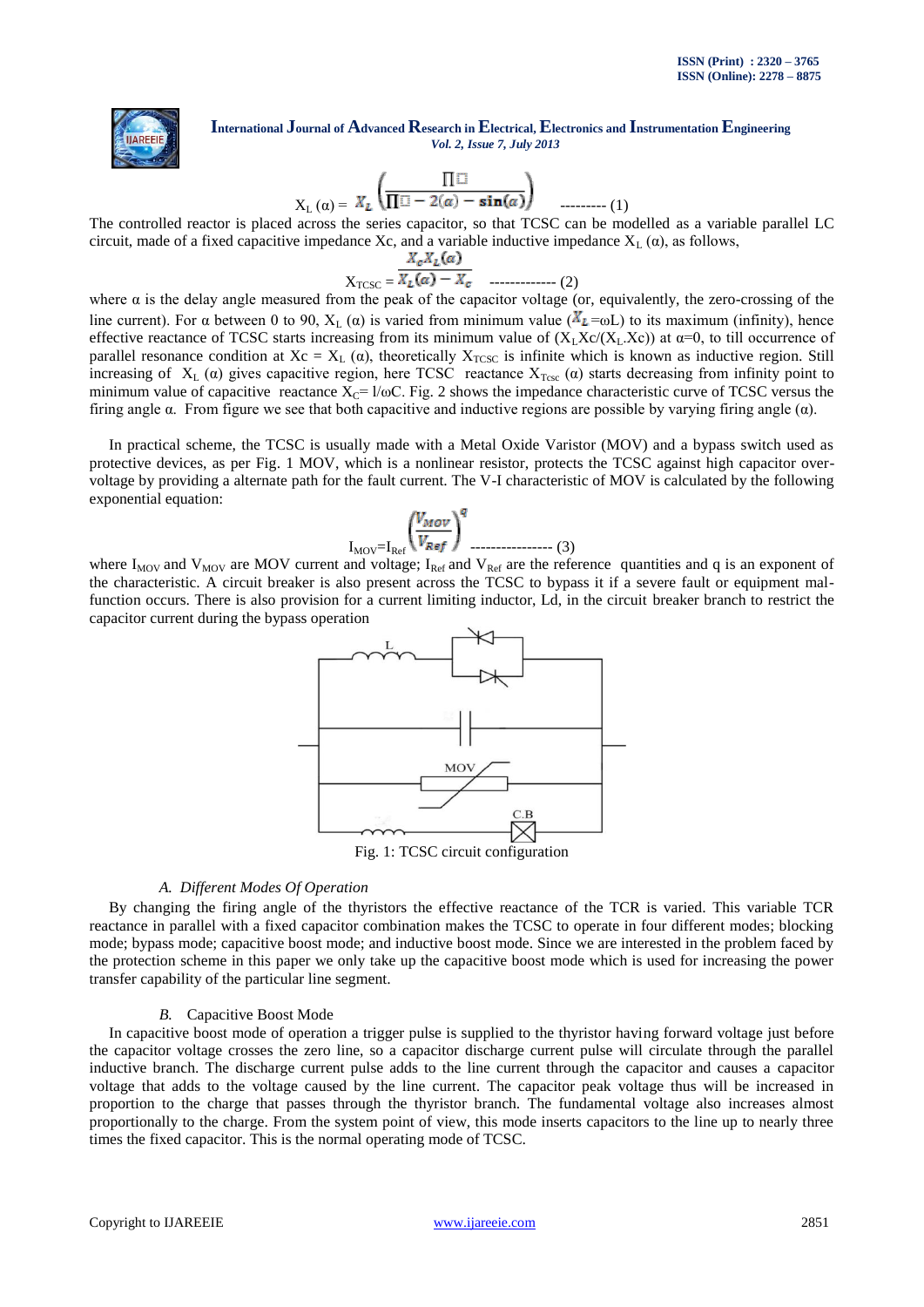$$X_L(\alpha) = X_L\left(\frac{\Pi\Box}{\Pi\Box - 2(\alpha) - \sin(\alpha)}\right) \text{ --------- (1)}$$

The controlled reactor is placed across the series capacitor, so that TCSC can be modelled as a variable parallel LC circuit, made of a fixed capacitive impedance Xc, and a variable inductive impedance $X_L(\alpha)$, as follows,

$$X_{TCSC} = \frac{X_c X_L(\alpha)}{X_L(\alpha) - X_c} \text{ ------------- (2)}$$

where α is the delay angle measured from the peak of the capacitor voltage (or, equivalently, the zero-crossing of the line current). For α between 0 to 90, $X_L(\alpha)$ is varied from minimum value ($X_L$=ωL) to its maximum (infinity), hence effective reactance of TCSC starts increasing from its minimum value of $(X_L Xc/(X_L.Xc))$ at α=0, to till occurrence of parallel resonance condition at $Xc = X_L(\alpha)$, theoretically $X_{TCSC}$ is infinite which is known as inductive region. Still increasing of $X_L(\alpha)$ gives capacitive region, here TCSC reactance $X_{Tcsc}(\alpha)$ starts decreasing from infinity point to minimum value of capacitive reactance $X_C$= l/ωC. Fig. 2 shows the impedance characteristic curve of TCSC versus the firing angle α. From figure we see that both capacitive and inductive regions are possible by varying firing angle (α).

In practical scheme, the TCSC is usually made with a Metal Oxide Varistor (MOV) and a bypass switch used as protective devices, as per Fig. 1 MOV, which is a nonlinear resistor, protects the TCSC against high capacitor over-voltage by providing a alternate path for the fault current. The V-I characteristic of MOV is calculated by the following exponential equation:

$$I_{MOV} = I_{Ref}\left(\frac{V_{MOV}}{V_{Ref}}\right)^q \text{ ---------------- (3)}$$

where $I_{MOV}$ and $V_{MOV}$ are MOV current and voltage; $I_{Ref}$ and $V_{Ref}$ are the reference quantities and q is an exponent of the characteristic. A circuit breaker is also present across the TCSC to bypass it if a severe fault or equipment malfunction occurs. There is also provision for a current limiting inductor, Ld, in the circuit breaker branch to restrict the capacitor current during the bypass operation

Fig. 1: TCSC circuit configuration

### A. Different Modes Of Operation

By changing the firing angle of the thyristors the effective reactance of the TCR is varied. This variable TCR reactance in parallel with a fixed capacitor combination makes the TCSC to operate in four different modes; blocking mode; bypass mode; capacitive boost mode; and inductive boost mode. Since we are interested in the problem faced by the protection scheme in this paper we only take up the capacitive boost mode which is used for increasing the power transfer capability of the particular line segment.

### B. Capacitive Boost Mode

In capacitive boost mode of operation a trigger pulse is supplied to the thyristor having forward voltage just before the capacitor voltage crosses the zero line, so a capacitor discharge current pulse will circulate through the parallel inductive branch. The discharge current pulse adds to the line current through the capacitor and causes a capacitor voltage that adds to the voltage caused by the line current. The capacitor peak voltage thus will be increased in proportion to the charge that passes through the thyristor branch. The fundamental voltage also increases almost proportionally to the charge. From the system point of view, this mode inserts capacitors to the line up to nearly three times the fixed capacitor. This is the normal operating mode of TCSC.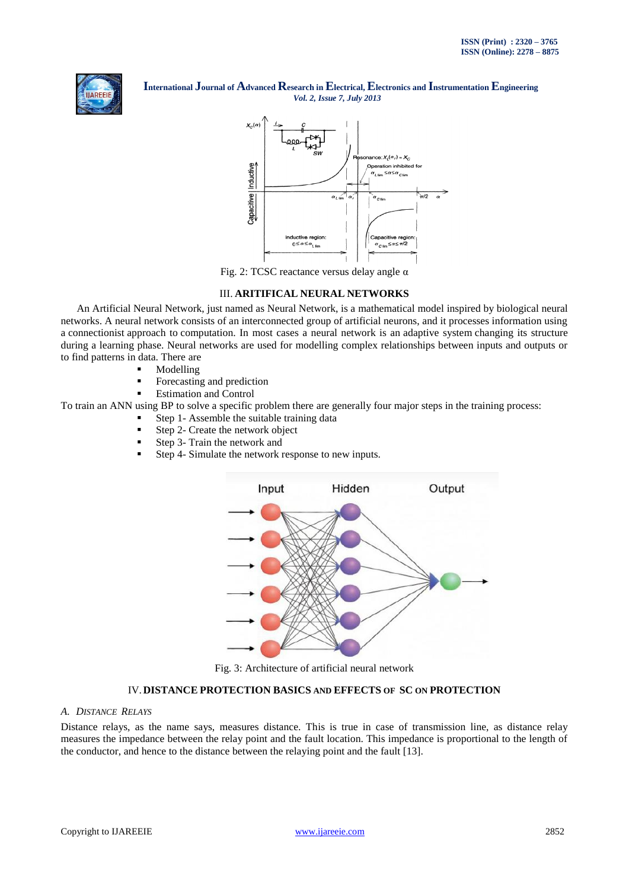Fig. 2: TCSC reactance versus delay angle α

## III. ARITIFICAL NEURAL NETWORKS

An Artificial Neural Network, just named as Neural Network, is a mathematical model inspired by biological neural networks. A neural network consists of an interconnected group of artificial neurons, and it processes information using a connectionist approach to computation. In most cases a neural network is an adaptive system changing its structure during a learning phase. Neural networks are used for modelling complex relationships between inputs and outputs or to find patterns in data. There are

- Modelling
- Forecasting and prediction
- Estimation and Control

To train an ANN using BP to solve a specific problem there are generally four major steps in the training process:

- Step 1- Assemble the suitable training data
- Step 2- Create the network object
- Step 3- Train the network and
- Step 4- Simulate the network response to new inputs.

Fig. 3: Architecture of artificial neural network

## IV. DISTANCE PROTECTION BASICS AND EFFECTS OF SC ON PROTECTION

### A. *Distance Relays*

Distance relays, as the name says, measures distance. This is true in case of transmission line, as distance relay measures the impedance between the relay point and the fault location. This impedance is proportional to the length of the conductor, and hence to the distance between the relaying point and the fault [13].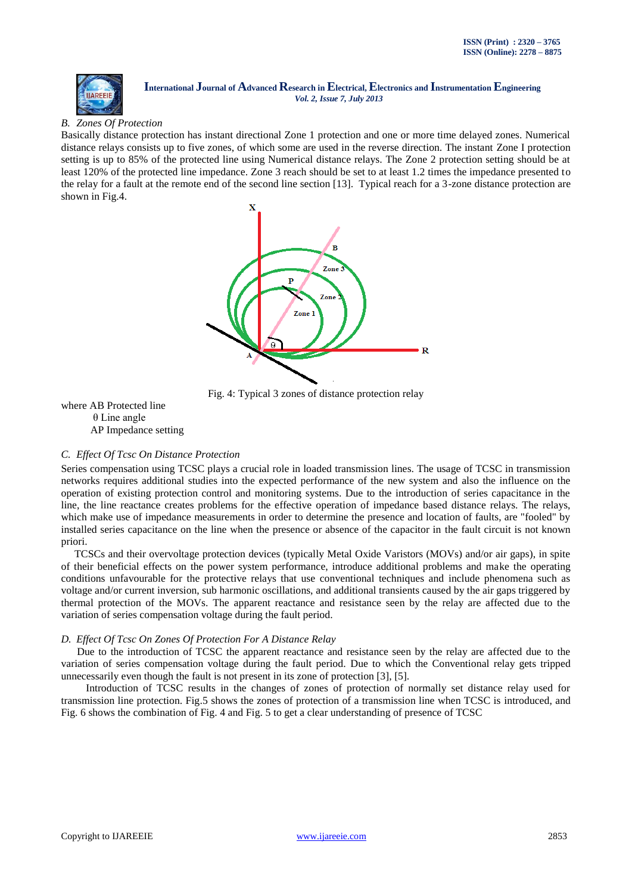### B. Zones Of Protection

Basically distance protection has instant directional Zone 1 protection and one or more time delayed zones. Numerical distance relays consists up to five zones, of which some are used in the reverse direction. The instant Zone I protection setting is up to 85% of the protected line using Numerical distance relays. The Zone 2 protection setting should be at least 120% of the protected line impedance. Zone 3 reach should be set to at least 1.2 times the impedance presented to the relay for a fault at the remote end of the second line section [13]. Typical reach for a 3-zone distance protection are shown in Fig.4.

Fig. 4: Typical 3 zones of distance protection relay

where AB Protected line
θ Line angle
AP Impedance setting

### C. Effect Of Tcsc On Distance Protection

Series compensation using TCSC plays a crucial role in loaded transmission lines. The usage of TCSC in transmission networks requires additional studies into the expected performance of the new system and also the influence on the operation of existing protection control and monitoring systems. Due to the introduction of series capacitance in the line, the line reactance creates problems for the effective operation of impedance based distance relays. The relays, which make use of impedance measurements in order to determine the presence and location of faults, are "fooled" by installed series capacitance on the line when the presence or absence of the capacitor in the fault circuit is not known priori.

TCSCs and their overvoltage protection devices (typically Metal Oxide Varistors (MOVs) and/or air gaps), in spite of their beneficial effects on the power system performance, introduce additional problems and make the operating conditions unfavourable for the protective relays that use conventional techniques and include phenomena such as voltage and/or current inversion, sub harmonic oscillations, and additional transients caused by the air gaps triggered by thermal protection of the MOVs. The apparent reactance and resistance seen by the relay are affected due to the variation of series compensation voltage during the fault period.

### D. Effect Of Tcsc On Zones Of Protection For A Distance Relay

Due to the introduction of TCSC the apparent reactance and resistance seen by the relay are affected due to the variation of series compensation voltage during the fault period. Due to which the Conventional relay gets tripped unnecessarily even though the fault is not present in its zone of protection [3], [5].

Introduction of TCSC results in the changes of zones of protection of normally set distance relay used for transmission line protection. Fig.5 shows the zones of protection of a transmission line when TCSC is introduced, and Fig. 6 shows the combination of Fig. 4 and Fig. 5 to get a clear understanding of presence of TCSC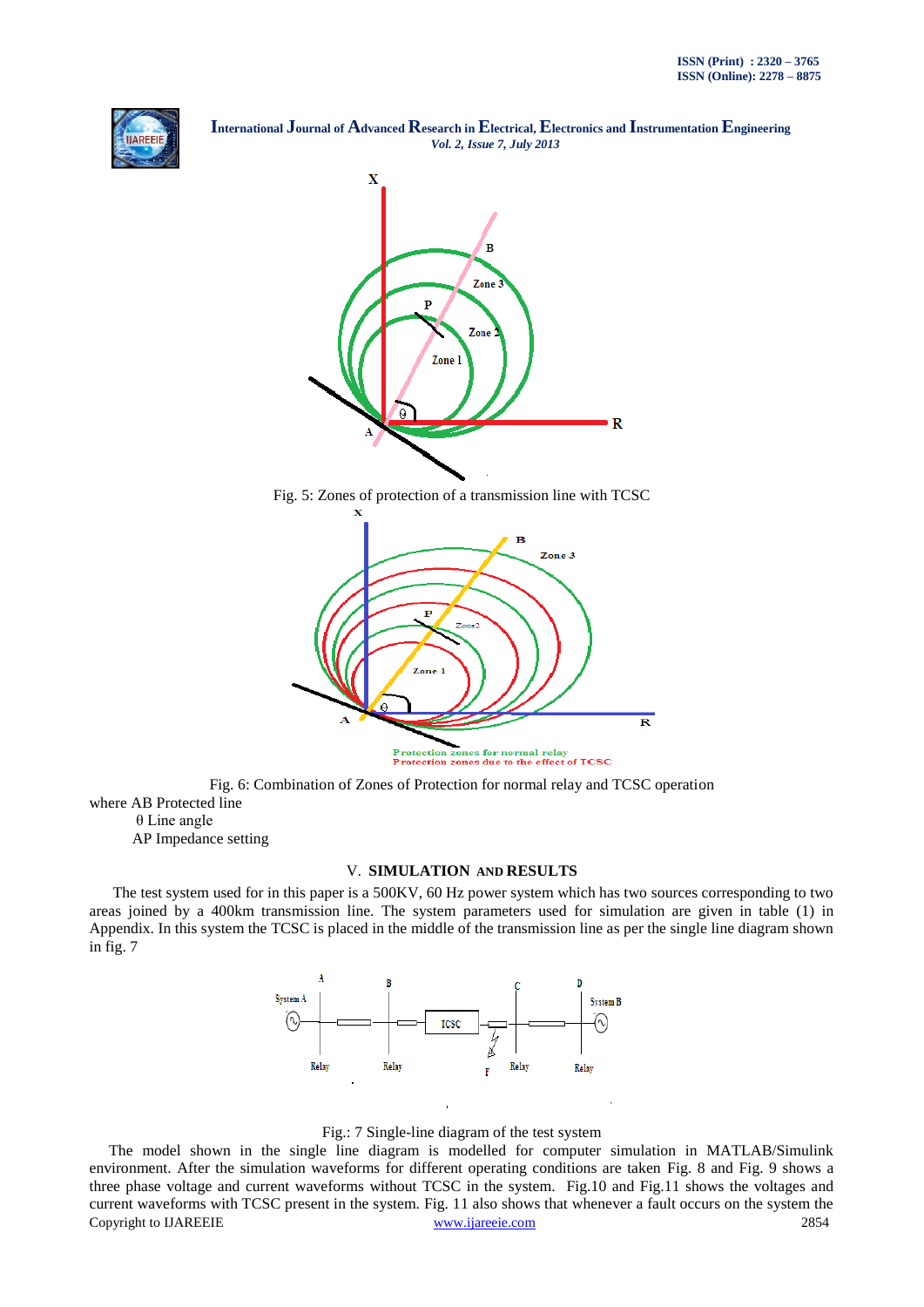Fig. 5: Zones of protection of a transmission line with TCSC

Fig. 6: Combination of Zones of Protection for normal relay and TCSC operation

where AB Protected line

θ Line angle

AP Impedance setting

## V. SIMULATION AND RESULTS

The test system used for in this paper is a 500KV, 60 Hz power system which has two sources corresponding to two areas joined by a 400km transmission line. The system parameters used for simulation are given in table (1) in Appendix. In this system the TCSC is placed in the middle of the transmission line as per the single line diagram shown in fig. 7

Fig.: 7 Single-line diagram of the test system

The model shown in the single line diagram is modelled for computer simulation in MATLAB/Simulink environment. After the simulation waveforms for different operating conditions are taken Fig. 8 and Fig. 9 shows a three phase voltage and current waveforms without TCSC in the system. Fig.10 and Fig.11 shows the voltages and current waveforms with TCSC present in the system. Fig. 11 also shows that whenever a fault occurs on the system the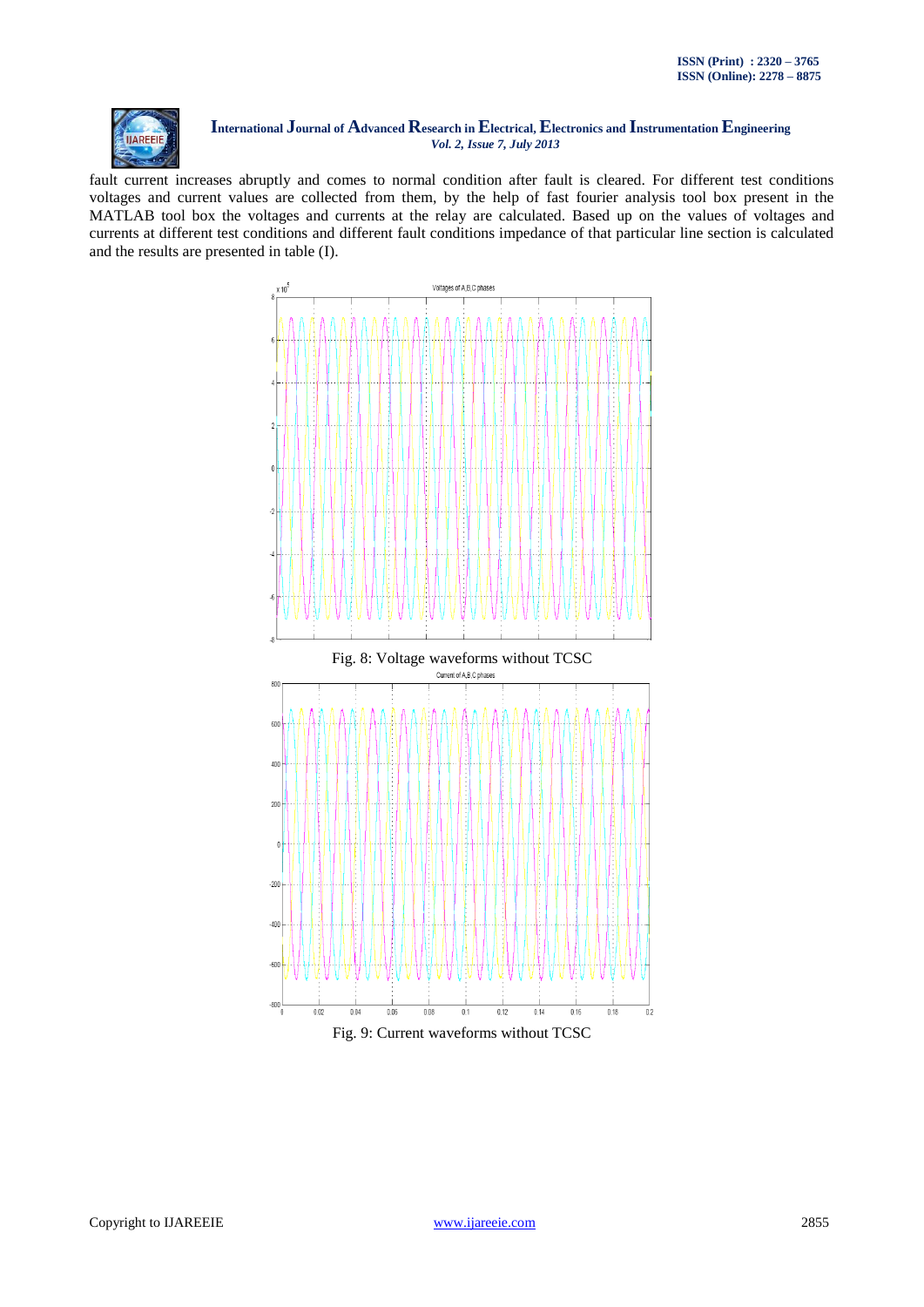fault current increases abruptly and comes to normal condition after fault is cleared. For different test conditions voltages and current values are collected from them, by the help of fast fourier analysis tool box present in the MATLAB tool box the voltages and currents at the relay are calculated. Based up on the values of voltages and currents at different test conditions and different fault conditions impedance of that particular line section is calculated and the results are presented in table (I).

Fig. 8: Voltage waveforms without TCSC

Fig. 9: Current waveforms without TCSC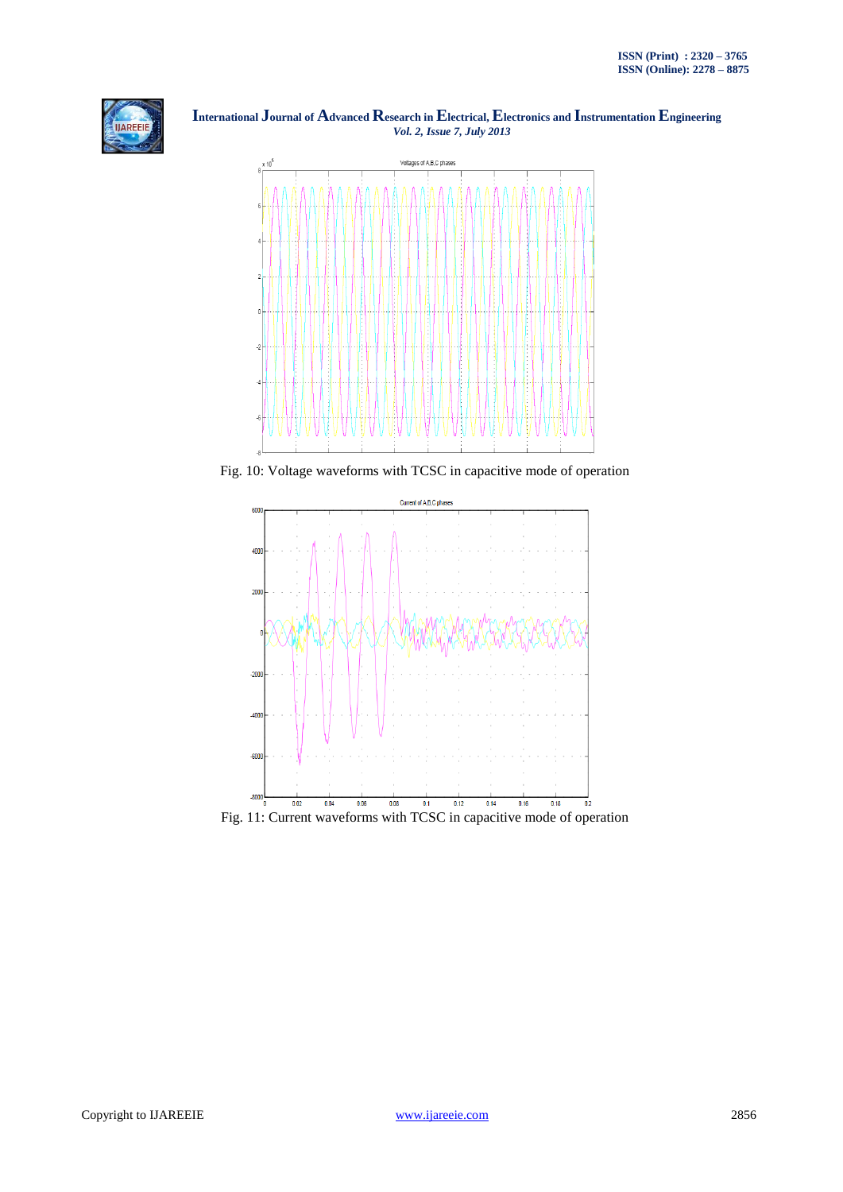Fig. 10: Voltage waveforms with TCSC in capacitive mode of operation

Fig. 11: Current waveforms with TCSC in capacitive mode of operation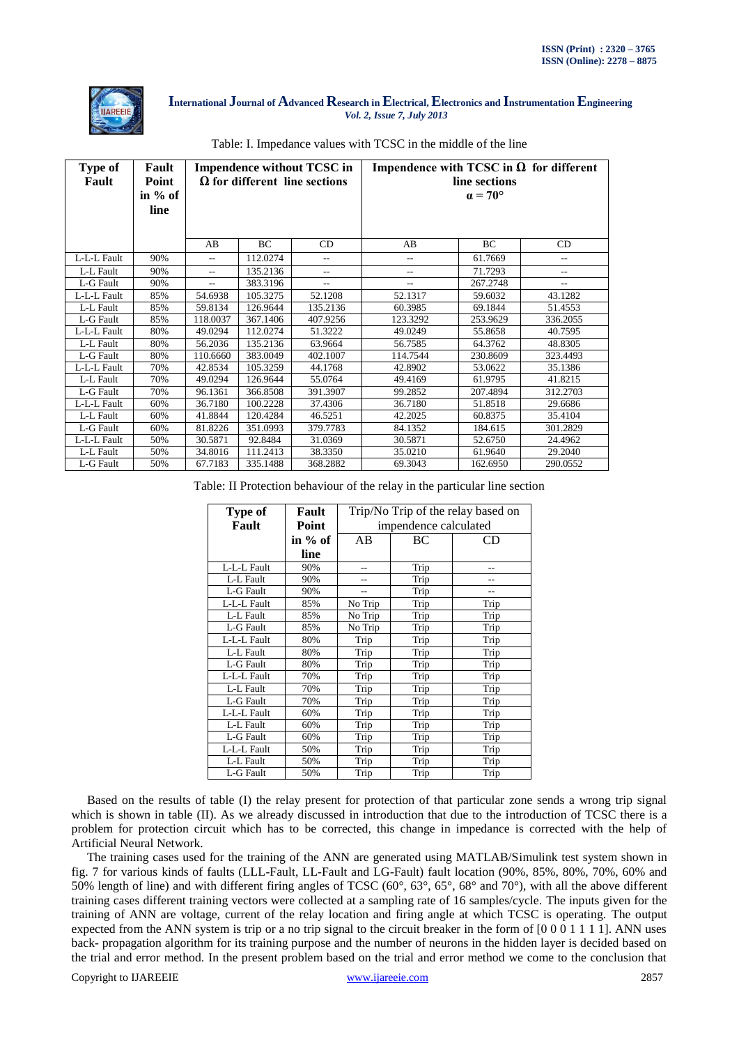Table: I. Impedance values with TCSC in the middle of the line

| Type of Fault | Fault Point in % of line | Impendence without TCSC in Ω for different line sections | | | Impendence with TCSC in Ω for different line sections α = 70° | | |
|---|---|---|---|---|---|---|---|
| | | AB | BC | CD | AB | BC | CD |
| L-L-L Fault | 90% | -- | 112.0274 | -- | -- | 61.7669 | -- |
| L-L Fault | 90% | -- | 135.2136 | -- | -- | 71.7293 | -- |
| L-G Fault | 90% | -- | 383.3196 | -- | -- | 267.2748 | -- |
| L-L-L Fault | 85% | 54.6938 | 105.3275 | 52.1208 | 52.1317 | 59.6032 | 43.1282 |
| L-L Fault | 85% | 59.8134 | 126.9644 | 135.2136 | 60.3985 | 69.1844 | 51.4553 |
| L-G Fault | 85% | 118.0037 | 367.1406 | 407.9256 | 123.3292 | 253.9629 | 336.2055 |
| L-L-L Fault | 80% | 49.0294 | 112.0274 | 51.3222 | 49.0249 | 55.8658 | 40.7595 |
| L-L Fault | 80% | 56.2036 | 135.2136 | 63.9664 | 56.7585 | 64.3762 | 48.8305 |
| L-G Fault | 80% | 110.6660 | 383.0049 | 402.1007 | 114.7544 | 230.8609 | 323.4493 |
| L-L-L Fault | 70% | 42.8534 | 105.3259 | 44.1768 | 42.8902 | 53.0622 | 35.1386 |
| L-L Fault | 70% | 49.0294 | 126.9644 | 55.0764 | 49.4169 | 61.9795 | 41.8215 |
| L-G Fault | 70% | 96.1361 | 366.8508 | 391.3907 | 99.2852 | 207.4894 | 312.2703 |
| L-L-L Fault | 60% | 36.7180 | 100.2228 | 37.4306 | 36.7180 | 51.8518 | 29.6686 |
| L-L Fault | 60% | 41.8844 | 120.4284 | 46.5251 | 42.2025 | 60.8375 | 35.4104 |
| L-G Fault | 60% | 81.8226 | 351.0993 | 379.7783 | 84.1352 | 184.615 | 301.2829 |
| L-L-L Fault | 50% | 30.5871 | 92.8484 | 31.0369 | 30.5871 | 52.6750 | 24.4962 |
| L-L Fault | 50% | 34.8016 | 111.2413 | 38.3350 | 35.0210 | 61.9640 | 29.2040 |
| L-G Fault | 50% | 67.7183 | 335.1488 | 368.2882 | 69.3043 | 162.6950 | 290.0552 |

Table: II Protection behaviour of the relay in the particular line section

| Type of Fault | Fault Point in % of line | Trip/No Trip of the relay based on impendence calculated | | |
|---|---|---|---|---|
| | | AB | BC | CD |
| L-L-L Fault | 90% | -- | Trip | -- |
| L-L Fault | 90% | -- | Trip | -- |
| L-G Fault | 90% | -- | Trip | -- |
| L-L-L Fault | 85% | No Trip | Trip | Trip |
| L-L Fault | 85% | No Trip | Trip | Trip |
| L-G Fault | 85% | No Trip | Trip | Trip |
| L-L-L Fault | 80% | Trip | Trip | Trip |
| L-L Fault | 80% | Trip | Trip | Trip |
| L-G Fault | 80% | Trip | Trip | Trip |
| L-L-L Fault | 70% | Trip | Trip | Trip |
| L-L Fault | 70% | Trip | Trip | Trip |
| L-G Fault | 70% | Trip | Trip | Trip |
| L-L-L Fault | 60% | Trip | Trip | Trip |
| L-L Fault | 60% | Trip | Trip | Trip |
| L-G Fault | 60% | Trip | Trip | Trip |
| L-L-L Fault | 50% | Trip | Trip | Trip |
| L-L Fault | 50% | Trip | Trip | Trip |
| L-G Fault | 50% | Trip | Trip | Trip |

Based on the results of table (I) the relay present for protection of that particular zone sends a wrong trip signal which is shown in table (II). As we already discussed in introduction that due to the introduction of TCSC there is a problem for protection circuit which has to be corrected, this change in impedance is corrected with the help of Artificial Neural Network.

The training cases used for the training of the ANN are generated using MATLAB/Simulink test system shown in fig. 7 for various kinds of faults (LLL-Fault, LL-Fault and LG-Fault) fault location (90%, 85%, 80%, 70%, 60% and 50% length of line) and with different firing angles of TCSC (60°, 63°, 65°, 68° and 70°), with all the above different training cases different training vectors were collected at a sampling rate of 16 samples/cycle. The inputs given for the training of ANN are voltage, current of the relay location and firing angle at which TCSC is operating. The output expected from the ANN system is trip or a no trip signal to the circuit breaker in the form of [0 0 0 1 1 1 1]. ANN uses back- propagation algorithm for its training purpose and the number of neurons in the hidden layer is decided based on the trial and error method. In the present problem based on the trial and error method we come to the conclusion that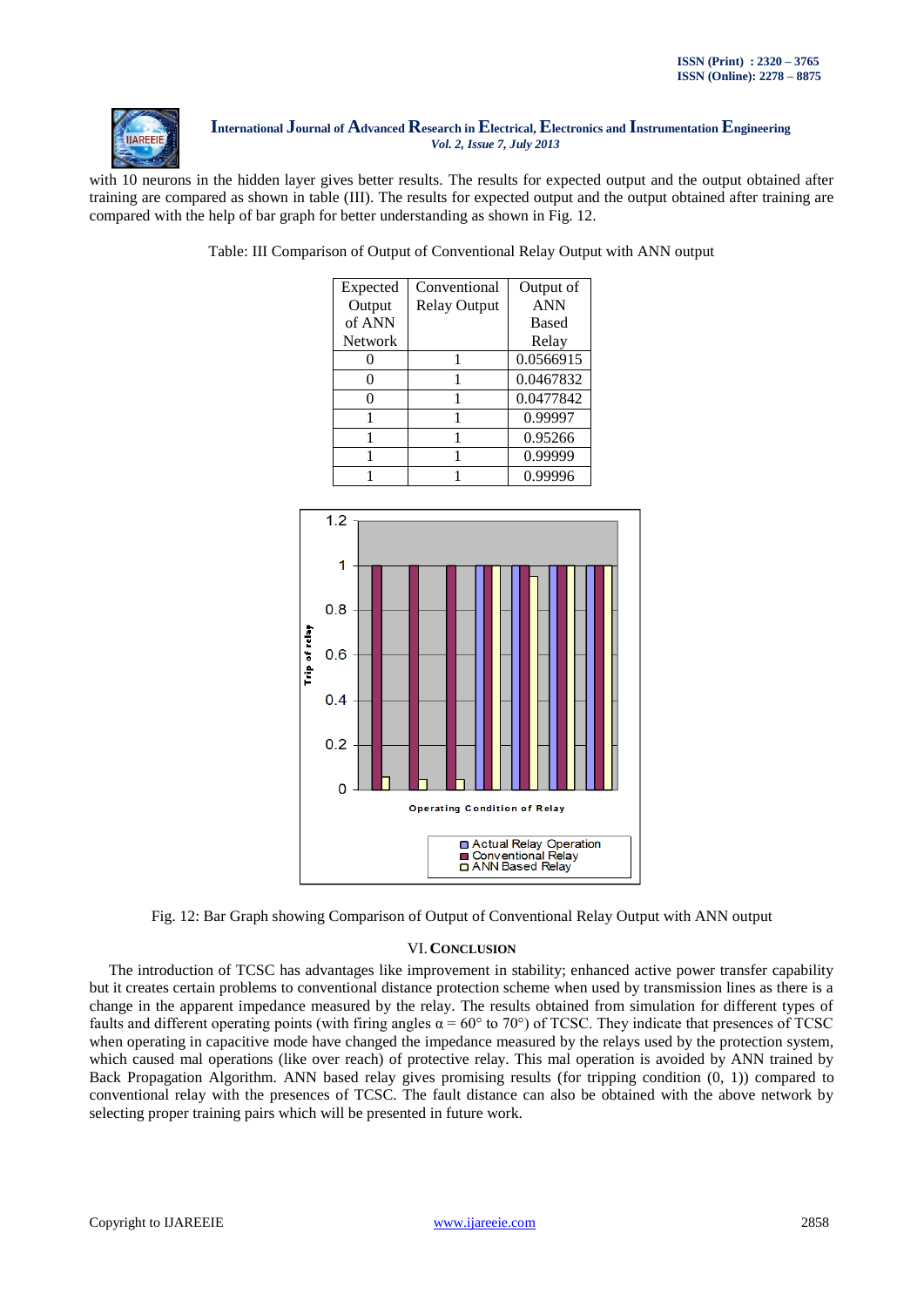with 10 neurons in the hidden layer gives better results. The results for expected output and the output obtained after training are compared as shown in table (III). The results for expected output and the output obtained after training are compared with the help of bar graph for better understanding as shown in Fig. 12.

Table: III Comparison of Output of Conventional Relay Output with ANN output

| Expected Output of ANN Network | Conventional Relay Output | Output of ANN Based Relay |
|---|---|---|
| 0 | 1 | 0.0566915 |
| 0 | 1 | 0.0467832 |
| 0 | 1 | 0.0477842 |
| 1 | 1 | 0.99997 |
| 1 | 1 | 0.95266 |
| 1 | 1 | 0.99999 |
| 1 | 1 | 0.99996 |

Fig. 12: Bar Graph showing Comparison of Output of Conventional Relay Output with ANN output

## VI. Conclusion

The introduction of TCSC has advantages like improvement in stability; enhanced active power transfer capability but it creates certain problems to conventional distance protection scheme when used by transmission lines as there is a change in the apparent impedance measured by the relay. The results obtained from simulation for different types of faults and different operating points (with firing angles $\alpha = 60°$ to $70°$) of TCSC. They indicate that presences of TCSC when operating in capacitive mode have changed the impedance measured by the relays used by the protection system, which caused mal operations (like over reach) of protective relay. This mal operation is avoided by ANN trained by Back Propagation Algorithm. ANN based relay gives promising results (for tripping condition (0, 1)) compared to conventional relay with the presences of TCSC. The fault distance can also be obtained with the above network by selecting proper training pairs which will be presented in future work.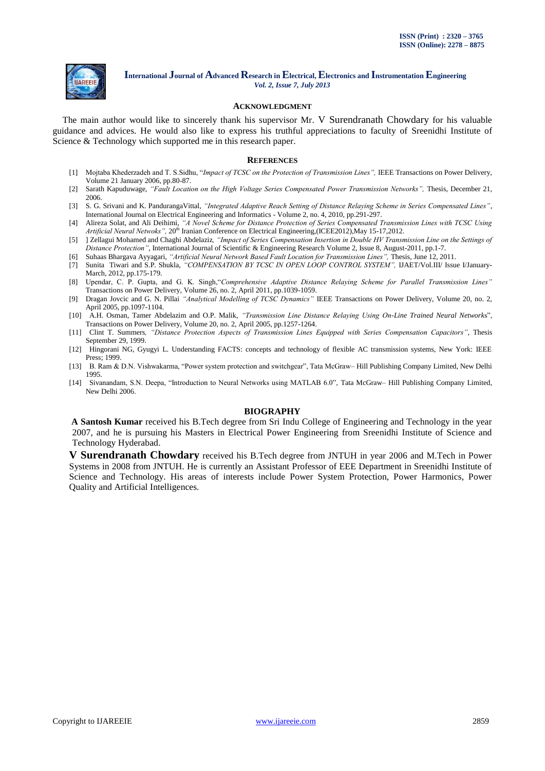## ACKNOWLEDGMENT

The main author would like to sincerely thank his supervisor Mr. V Surendranath Chowdary for his valuable guidance and advices. He would also like to express his truthful appreciations to faculty of Sreenidhi Institute of Science & Technology which supported me in this research paper.

## REFERENCES

[1] Mojtaba Khederzadeh and T. S.Sidhu, "*Impact of TCSC on the Protection of Transmission Lines",* IEEE Transactions on Power Delivery, Volume 21 January 2006, pp.80-87.

[2] Sarath Kapuduwage, *"Fault Location on the High Voltage Series Compensated Power Transmission Networks",* Thesis, December 21, 2006.

[3] S. G. Srivani and K. PandurangaVittal, *"Integrated Adaptive Reach Setting of Distance Relaying Scheme in Series Compensated Lines"*, International Journal on Electrical Engineering and Informatics - Volume 2, no. 4, 2010, pp.291-297.

[4] Alireza Solat, and Ali Deihimi, *"A Novel Scheme for Distance Protection of Series Compensated Transmission Lines with TCSC Using Artificial Neural Netwoks",* 20th Iranian Conference on Electrical Engineering,(ICEE2012),May 15-17,2012.

[5] ] Zellagui Mohamed and Chaghi Abdelaziz, *"Impact of Series Compensation Insertion in Double HV Transmission Line on the Settings of Distance Protection"*, International Journal of Scientific & Engineering Research Volume 2, Issue 8, August-2011, pp.1-7.

[6] Suhaas Bhargava Ayyagari, *"Artificial Neural Network Based Fault Location for Transmission Lines",* Thesis, June 12, 2011.

[7] Sunita Tiwari and S.P. Shukla, *"COMPENSATION BY TCSC IN OPEN LOOP CONTROL SYSTEM",* IJAET/Vol.III/ Issue I/January-March, 2012, pp.175-179.

[8] Upendar, C. P. Gupta, and G. K. Singh,"*Comprehensive Adaptive Distance Relaying Scheme for Parallel Transmission Lines"* Transactions on Power Delivery, Volume 26, no. 2, April 2011, pp.1039-1059.

[9] Dragan Jovcic and G. N. Pillai *"Analytical Modelling of TCSC Dynamics"* IEEE Transactions on Power Delivery, Volume 20, no. 2, April 2005, pp.1097-1104.

[10] A.H. Osman, Tamer Abdelazim and O.P. Malik, *"Transmission Line Distance Relaying Using On-Line Trained Neural Networks*", Transactions on Power Delivery, Volume 20, no. 2, April 2005, pp.1257-1264.

[11] Clint T. Summers*, "Distance Protection Aspects of Transmission Lines Equipped with Series Compensation Capacitors"*, Thesis September 29, 1999.

[12] Hingorani NG, Gyugyi L. Understanding FACTS: concepts and technology of flexible AC transmission systems, New York: IEEE Press; 1999.

[13] B. Ram & D.N. Vishwakarma, "Power system protection and switchgear", Tata McGraw– Hill Publishing Company Limited, New Delhi 1995.

[14] Sivanandam, S.N. Deepa, "Introduction to Neural Networks using MATLAB 6.0", Tata McGraw– Hill Publishing Company Limited, New Delhi 2006.

## BIOGRAPHY

**A Santosh Kumar** received his B.Tech degree from Sri Indu College of Engineering and Technology in the year 2007, and he is pursuing his Masters in Electrical Power Engineering from Sreenidhi Institute of Science and Technology Hyderabad.

**V Surendranath Chowdary** received his B.Tech degree from JNTUH in year 2006 and M.Tech in Power Systems in 2008 from JNTUH. He is currently an Assistant Professor of EEE Department in Sreenidhi Institute of Science and Technology. His areas of interests include Power System Protection, Power Harmonics, Power Quality and Artificial Intelligences.